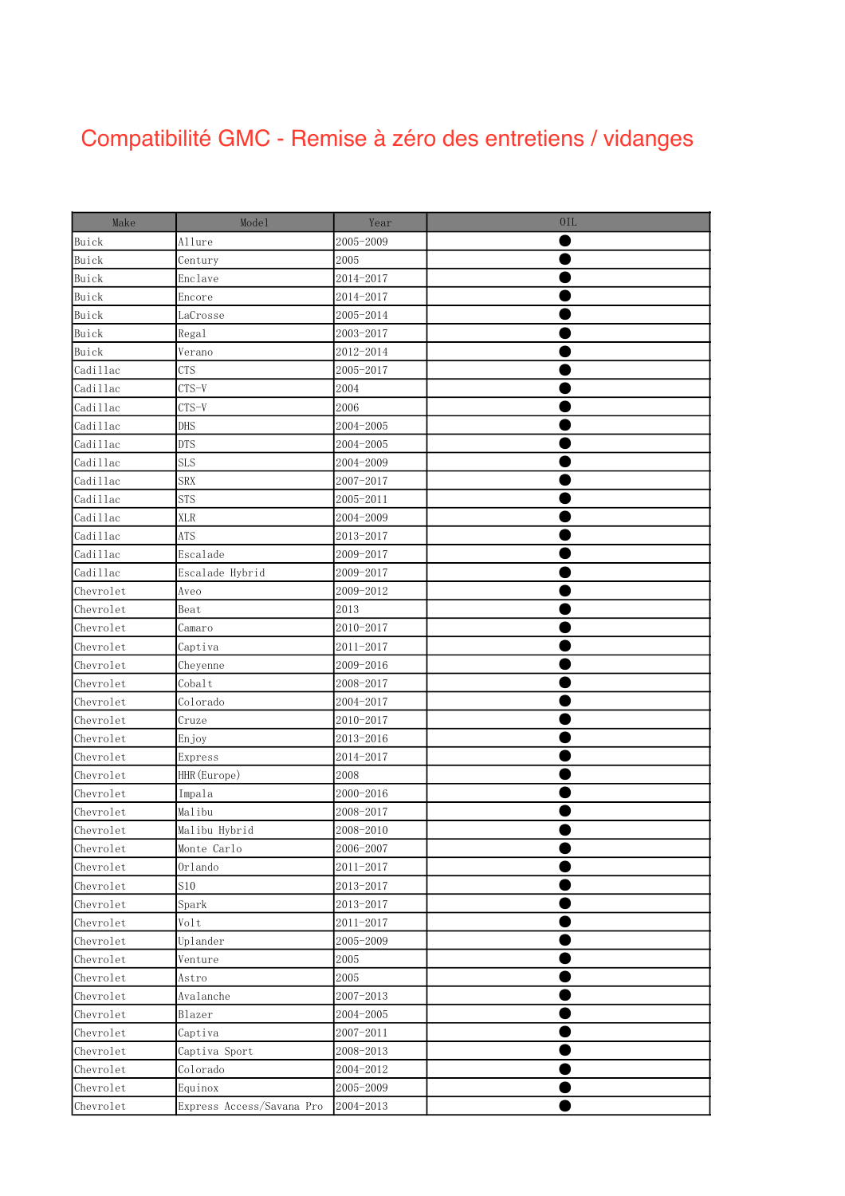# Compatibilité GMC - Remise à zéro des entretiens / vidanges

| Make | Model | Year | OIL |
|---|---|---|---|
| Buick | Allure | 2005-2009 | ● |
| Buick | Century | 2005 | ● |
| Buick | Enclave | 2014-2017 | ● |
| Buick | Encore | 2014-2017 | ● |
| Buick | LaCrosse | 2005-2014 | ● |
| Buick | Regal | 2003-2017 | ● |
| Buick | Verano | 2012-2014 | ● |
| Cadillac | CTS | 2005-2017 | ● |
| Cadillac | CTS-V | 2004 | ● |
| Cadillac | CTS-V | 2006 | ● |
| Cadillac | DHS | 2004-2005 | ● |
| Cadillac | DTS | 2004-2005 | ● |
| Cadillac | SLS | 2004-2009 | ● |
| Cadillac | SRX | 2007-2017 | ● |
| Cadillac | STS | 2005-2011 | ● |
| Cadillac | XLR | 2004-2009 | ● |
| Cadillac | ATS | 2013-2017 | ● |
| Cadillac | Escalade | 2009-2017 | ● |
| Cadillac | Escalade Hybrid | 2009-2017 | ● |
| Chevrolet | Aveo | 2009-2012 | ● |
| Chevrolet | Beat | 2013 | ● |
| Chevrolet | Camaro | 2010-2017 | ● |
| Chevrolet | Captiva | 2011-2017 | ● |
| Chevrolet | Cheyenne | 2009-2016 | ● |
| Chevrolet | Cobalt | 2008-2017 | ● |
| Chevrolet | Colorado | 2004-2017 | ● |
| Chevrolet | Cruze | 2010-2017 | ● |
| Chevrolet | Enjoy | 2013-2016 | ● |
| Chevrolet | Express | 2014-2017 | ● |
| Chevrolet | HHR(Europe) | 2008 | ● |
| Chevrolet | Impala | 2000-2016 | ● |
| Chevrolet | Malibu | 2008-2017 | ● |
| Chevrolet | Malibu Hybrid | 2008-2010 | ● |
| Chevrolet | Monte Carlo | 2006-2007 | ● |
| Chevrolet | Orlando | 2011-2017 | ● |
| Chevrolet | S10 | 2013-2017 | ● |
| Chevrolet | Spark | 2013-2017 | ● |
| Chevrolet | Volt | 2011-2017 | ● |
| Chevrolet | Uplander | 2005-2009 | ● |
| Chevrolet | Venture | 2005 | ● |
| Chevrolet | Astro | 2005 | ● |
| Chevrolet | Avalanche | 2007-2013 | ● |
| Chevrolet | Blazer | 2004-2005 | ● |
| Chevrolet | Captiva | 2007-2011 | ● |
| Chevrolet | Captiva Sport | 2008-2013 | ● |
| Chevrolet | Colorado | 2004-2012 | ● |
| Chevrolet | Equinox | 2005-2009 | ● |
| Chevrolet | Express Access/Savana Pro | 2004-2013 | ● |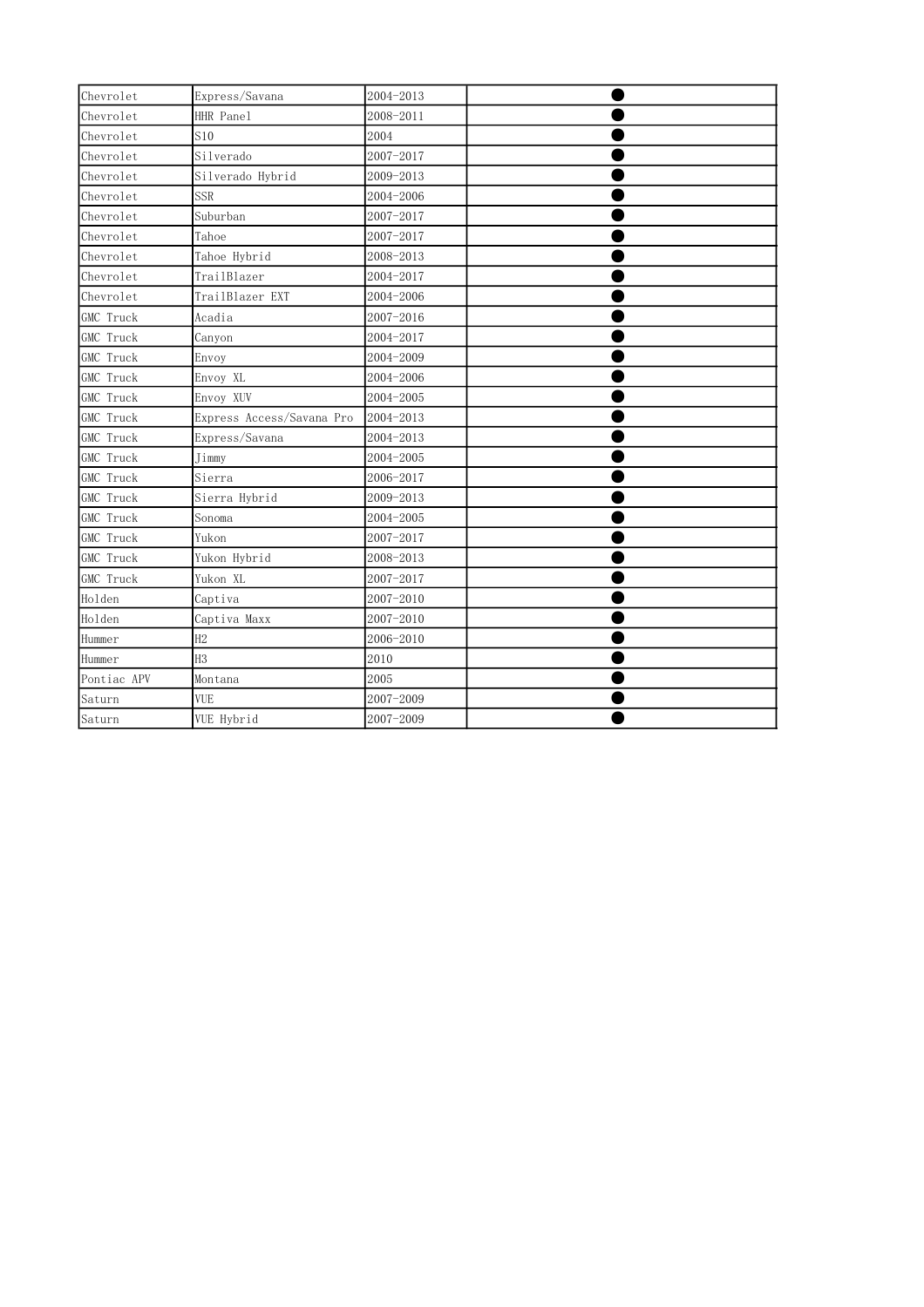| | | | |
|---|---|---|---|
| Chevrolet | Express/Savana | 2004-2013 | ● |
| Chevrolet | HHR Panel | 2008-2011 | ● |
| Chevrolet | S10 | 2004 | ● |
| Chevrolet | Silverado | 2007-2017 | ● |
| Chevrolet | Silverado Hybrid | 2009-2013 | ● |
| Chevrolet | SSR | 2004-2006 | ● |
| Chevrolet | Suburban | 2007-2017 | ● |
| Chevrolet | Tahoe | 2007-2017 | ● |
| Chevrolet | Tahoe Hybrid | 2008-2013 | ● |
| Chevrolet | TrailBlazer | 2004-2017 | ● |
| Chevrolet | TrailBlazer EXT | 2004-2006 | ● |
| GMC Truck | Acadia | 2007-2016 | ● |
| GMC Truck | Canyon | 2004-2017 | ● |
| GMC Truck | Envoy | 2004-2009 | ● |
| GMC Truck | Envoy XL | 2004-2006 | ● |
| GMC Truck | Envoy XUV | 2004-2005 | ● |
| GMC Truck | Express Access/Savana Pro | 2004-2013 | ● |
| GMC Truck | Express/Savana | 2004-2013 | ● |
| GMC Truck | Jimmy | 2004-2005 | ● |
| GMC Truck | Sierra | 2006-2017 | ● |
| GMC Truck | Sierra Hybrid | 2009-2013 | ● |
| GMC Truck | Sonoma | 2004-2005 | ● |
| GMC Truck | Yukon | 2007-2017 | ● |
| GMC Truck | Yukon Hybrid | 2008-2013 | ● |
| GMC Truck | Yukon XL | 2007-2017 | ● |
| Holden | Captiva | 2007-2010 | ● |
| Holden | Captiva Maxx | 2007-2010 | ● |
| Hummer | H2 | 2006-2010 | ● |
| Hummer | H3 | 2010 | ● |
| Pontiac APV | Montana | 2005 | ● |
| Saturn | VUE | 2007-2009 | ● |
| Saturn | VUE Hybrid | 2007-2009 | ● |